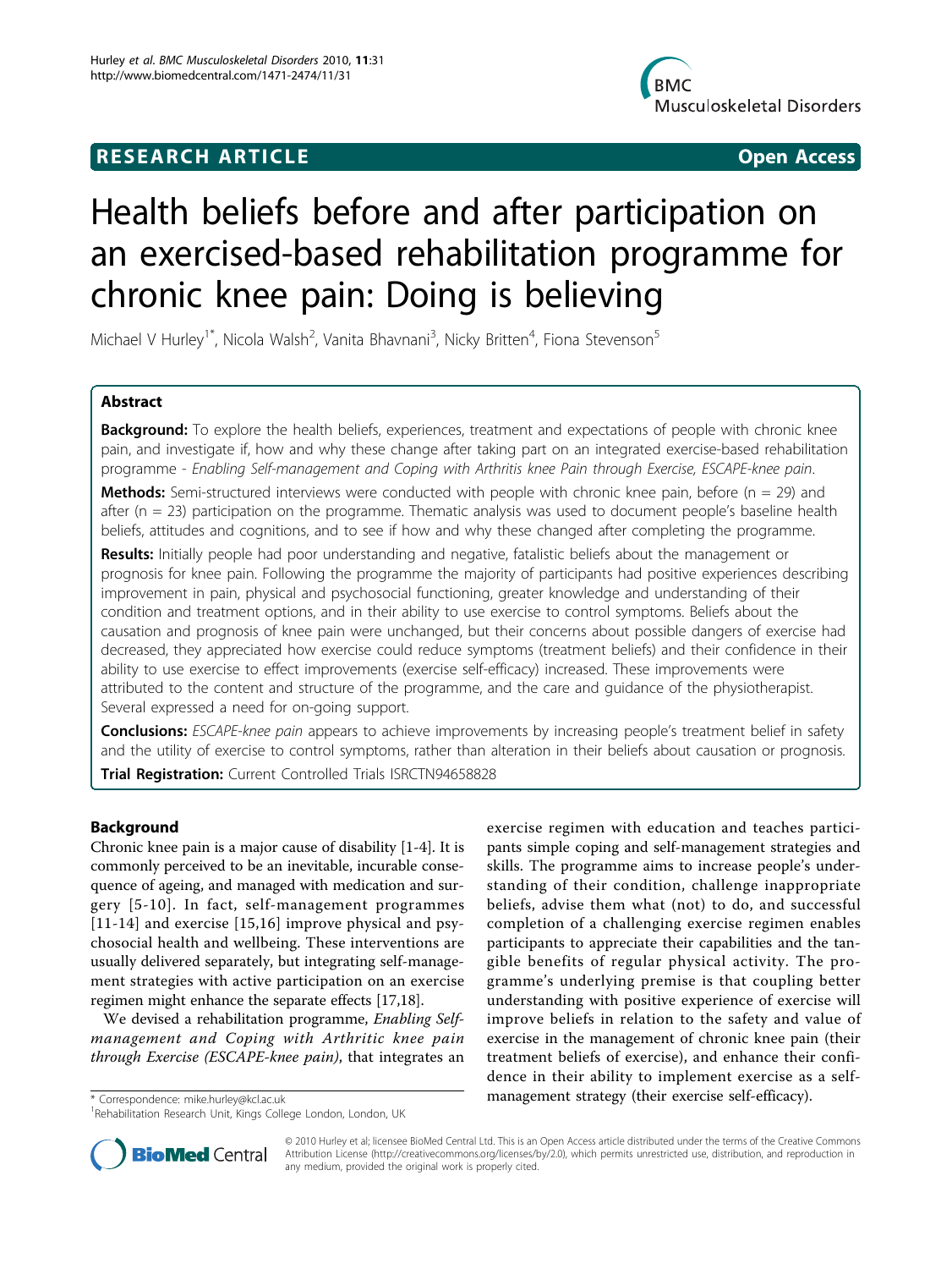**RESEARCH ARTICLE** **Open Access**

# Health beliefs before and after participation on an exercised-based rehabilitation programme for chronic knee pain: Doing is believing

Michael V Hurley[1*], Nicola Walsh[2], Vanita Bhavnani[3], Nicky Britten[4], Fiona Stevenson[5]

## Abstract

**Background:** To explore the health beliefs, experiences, treatment and expectations of people with chronic knee pain, and investigate if, how and why these change after taking part on an integrated exercise-based rehabilitation programme - *Enabling Self-management and Coping with Arthritis knee Pain through Exercise, ESCAPE-knee pain*.

**Methods:** Semi-structured interviews were conducted with people with chronic knee pain, before (n = 29) and after (n = 23) participation on the programme. Thematic analysis was used to document people's baseline health beliefs, attitudes and cognitions, and to see if how and why these changed after completing the programme.

**Results:** Initially people had poor understanding and negative, fatalistic beliefs about the management or prognosis for knee pain. Following the programme the majority of participants had positive experiences describing improvement in pain, physical and psychosocial functioning, greater knowledge and understanding of their condition and treatment options, and in their ability to use exercise to control symptoms. Beliefs about the causation and prognosis of knee pain were unchanged, but their concerns about possible dangers of exercise had decreased, they appreciated how exercise could reduce symptoms (treatment beliefs) and their confidence in their ability to use exercise to effect improvements (exercise self-efficacy) increased. These improvements were attributed to the content and structure of the programme, and the care and guidance of the physiotherapist. Several expressed a need for on-going support.

**Conclusions:** *ESCAPE-knee pain* appears to achieve improvements by increasing people's treatment belief in safety and the utility of exercise to control symptoms, rather than alteration in their beliefs about causation or prognosis.

**Trial Registration:** Current Controlled Trials ISRCTN94658828

## Background

Chronic knee pain is a major cause of disability [1-4]. It is commonly perceived to be an inevitable, incurable consequence of ageing, and managed with medication and surgery [5-10]. In fact, self-management programmes [11-14] and exercise [15,16] improve physical and psychosocial health and wellbeing. These interventions are usually delivered separately, but integrating self-management strategies with active participation on an exercise regimen might enhance the separate effects [17,18].

We devised a rehabilitation programme, *Enabling Self-management and Coping with Arthritic knee pain through Exercise (ESCAPE-knee pain)*, that integrates an exercise regimen with education and teaches participants simple coping and self-management strategies and skills. The programme aims to increase people's understanding of their condition, challenge inappropriate beliefs, advise them what (not) to do, and successful completion of a challenging exercise regimen enables participants to appreciate their capabilities and the tangible benefits of regular physical activity. The programme's underlying premise is that coupling better understanding with positive experience of exercise will improve beliefs in relation to the safety and value of exercise in the management of chronic knee pain (their treatment beliefs of exercise), and enhance their confidence in their ability to implement exercise as a self-management strategy (their exercise self-efficacy).

\* Correspondence: mike.hurley@kcl.ac.uk
[1]Rehabilitation Research Unit, Kings College London, London, UK

© 2010 Hurley et al; licensee BioMed Central Ltd. This is an Open Access article distributed under the terms of the Creative Commons Attribution License (http://creativecommons.org/licenses/by/2.0), which permits unrestricted use, distribution, and reproduction in any medium, provided the original work is properly cited.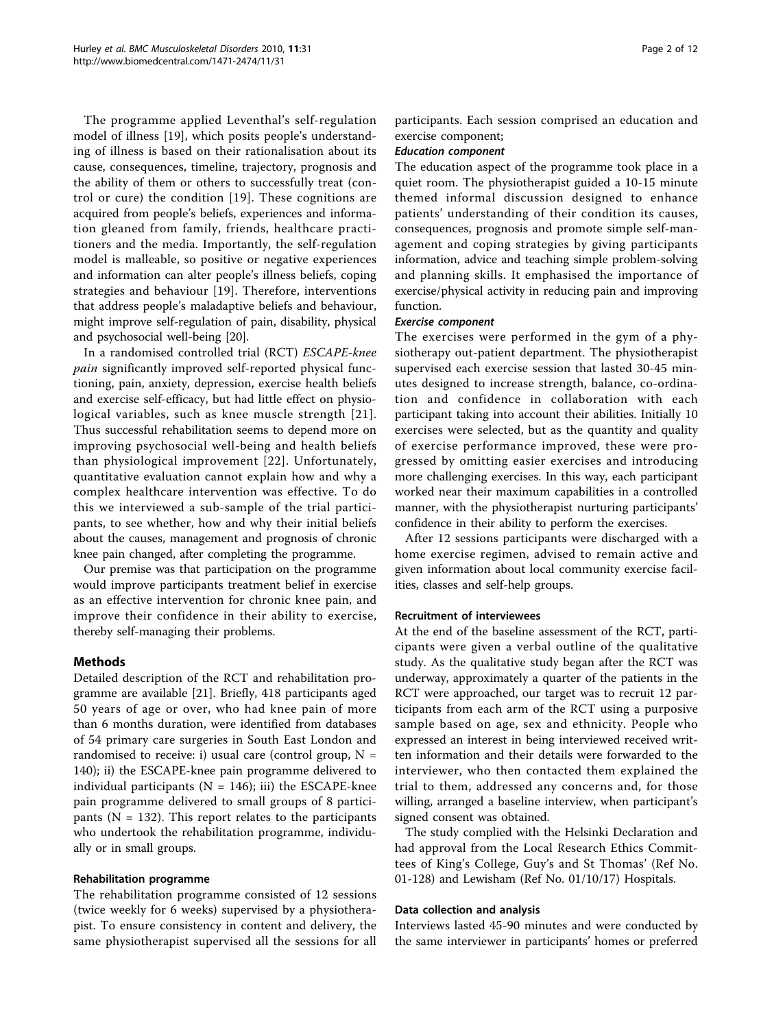The programme applied Leventhal's self-regulation model of illness [19], which posits people's understanding of illness is based on their rationalisation about its cause, consequences, timeline, trajectory, prognosis and the ability of them or others to successfully treat (control or cure) the condition [19]. These cognitions are acquired from people's beliefs, experiences and information gleaned from family, friends, healthcare practitioners and the media. Importantly, the self-regulation model is malleable, so positive or negative experiences and information can alter people's illness beliefs, coping strategies and behaviour [19]. Therefore, interventions that address people's maladaptive beliefs and behaviour, might improve self-regulation of pain, disability, physical and psychosocial well-being [20].

In a randomised controlled trial (RCT) *ESCAPE-knee pain* significantly improved self-reported physical functioning, pain, anxiety, depression, exercise health beliefs and exercise self-efficacy, but had little effect on physiological variables, such as knee muscle strength [21]. Thus successful rehabilitation seems to depend more on improving psychosocial well-being and health beliefs than physiological improvement [22]. Unfortunately, quantitative evaluation cannot explain how and why a complex healthcare intervention was effective. To do this we interviewed a sub-sample of the trial participants, to see whether, how and why their initial beliefs about the causes, management and prognosis of chronic knee pain changed, after completing the programme.

Our premise was that participation on the programme would improve participants treatment belief in exercise as an effective intervention for chronic knee pain, and improve their confidence in their ability to exercise, thereby self-managing their problems.

## Methods

Detailed description of the RCT and rehabilitation programme are available [21]. Briefly, 418 participants aged 50 years of age or over, who had knee pain of more than 6 months duration, were identified from databases of 54 primary care surgeries in South East London and randomised to receive: i) usual care (control group, N = 140); ii) the ESCAPE-knee pain programme delivered to individual participants (N = 146); iii) the ESCAPE-knee pain programme delivered to small groups of 8 participants (N = 132). This report relates to the participants who undertook the rehabilitation programme, individually or in small groups.

### Rehabilitation programme

The rehabilitation programme consisted of 12 sessions (twice weekly for 6 weeks) supervised by a physiotherapist. To ensure consistency in content and delivery, the same physiotherapist supervised all the sessions for all participants. Each session comprised an education and exercise component;

#### *Education component*

The education aspect of the programme took place in a quiet room. The physiotherapist guided a 10-15 minute themed informal discussion designed to enhance patients' understanding of their condition its causes, consequences, prognosis and promote simple self-management and coping strategies by giving participants information, advice and teaching simple problem-solving and planning skills. It emphasised the importance of exercise/physical activity in reducing pain and improving function.

#### *Exercise component*

The exercises were performed in the gym of a physiotherapy out-patient department. The physiotherapist supervised each exercise session that lasted 30-45 minutes designed to increase strength, balance, co-ordination and confidence in collaboration with each participant taking into account their abilities. Initially 10 exercises were selected, but as the quantity and quality of exercise performance improved, these were progressed by omitting easier exercises and introducing more challenging exercises. In this way, each participant worked near their maximum capabilities in a controlled manner, with the physiotherapist nurturing participants' confidence in their ability to perform the exercises.

After 12 sessions participants were discharged with a home exercise regimen, advised to remain active and given information about local community exercise facilities, classes and self-help groups.

### Recruitment of interviewees

At the end of the baseline assessment of the RCT, participants were given a verbal outline of the qualitative study. As the qualitative study began after the RCT was underway, approximately a quarter of the patients in the RCT were approached, our target was to recruit 12 participants from each arm of the RCT using a purposive sample based on age, sex and ethnicity. People who expressed an interest in being interviewed received written information and their details were forwarded to the interviewer, who then contacted them explained the trial to them, addressed any concerns and, for those willing, arranged a baseline interview, when participant's signed consent was obtained.

The study complied with the Helsinki Declaration and had approval from the Local Research Ethics Committees of King's College, Guy's and St Thomas' (Ref No. 01-128) and Lewisham (Ref No. 01/10/17) Hospitals.

### Data collection and analysis

Interviews lasted 45-90 minutes and were conducted by the same interviewer in participants' homes or preferred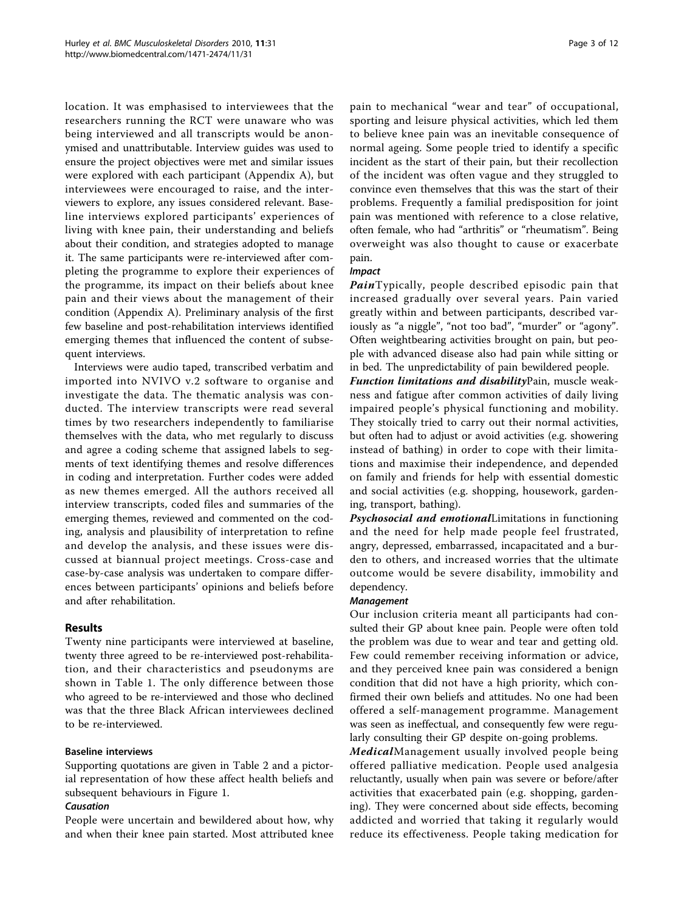location. It was emphasised to interviewees that the researchers running the RCT were unaware who was being interviewed and all transcripts would be anonymised and unattributable. Interview guides was used to ensure the project objectives were met and similar issues were explored with each participant (Appendix A), but interviewees were encouraged to raise, and the interviewers to explore, any issues considered relevant. Baseline interviews explored participants' experiences of living with knee pain, their understanding and beliefs about their condition, and strategies adopted to manage it. The same participants were re-interviewed after completing the programme to explore their experiences of the programme, its impact on their beliefs about knee pain and their views about the management of their condition (Appendix A). Preliminary analysis of the first few baseline and post-rehabilitation interviews identified emerging themes that influenced the content of subsequent interviews.

Interviews were audio taped, transcribed verbatim and imported into NVIVO v.2 software to organise and investigate the data. The thematic analysis was conducted. The interview transcripts were read several times by two researchers independently to familiarise themselves with the data, who met regularly to discuss and agree a coding scheme that assigned labels to segments of text identifying themes and resolve differences in coding and interpretation. Further codes were added as new themes emerged. All the authors received all interview transcripts, coded files and summaries of the emerging themes, reviewed and commented on the coding, analysis and plausibility of interpretation to refine and develop the analysis, and these issues were discussed at biannual project meetings. Cross-case and case-by-case analysis was undertaken to compare differences between participants' opinions and beliefs before and after rehabilitation.

## Results

Twenty nine participants were interviewed at baseline, twenty three agreed to be re-interviewed post-rehabilitation, and their characteristics and pseudonyms are shown in Table 1. The only difference between those who agreed to be re-interviewed and those who declined was that the three Black African interviewees declined to be re-interviewed.

### Baseline interviews

Supporting quotations are given in Table 2 and a pictorial representation of how these affect health beliefs and subsequent behaviours in Figure 1.

#### Causation

People were uncertain and bewildered about how, why and when their knee pain started. Most attributed knee pain to mechanical "wear and tear" of occupational, sporting and leisure physical activities, which led them to believe knee pain was an inevitable consequence of normal ageing. Some people tried to identify a specific incident as the start of their pain, but their recollection of the incident was often vague and they struggled to convince even themselves that this was the start of their problems. Frequently a familial predisposition for joint pain was mentioned with reference to a close relative, often female, who had "arthritis" or "rheumatism". Being overweight was also thought to cause or exacerbate pain.

#### Impact

***Pain*** Typically, people described episodic pain that increased gradually over several years. Pain varied greatly within and between participants, described variously as "a niggle", "not too bad", "murder" or "agony". Often weightbearing activities brought on pain, but people with advanced disease also had pain while sitting or in bed. The unpredictability of pain bewildered people.

***Function limitations and disability*** Pain, muscle weakness and fatigue after common activities of daily living impaired people's physical functioning and mobility. They stoically tried to carry out their normal activities, but often had to adjust or avoid activities (e.g. showering instead of bathing) in order to cope with their limitations and maximise their independence, and depended on family and friends for help with essential domestic and social activities (e.g. shopping, housework, gardening, transport, bathing).

***Psychosocial and emotional*** Limitations in functioning and the need for help made people feel frustrated, angry, depressed, embarrassed, incapacitated and a burden to others, and increased worries that the ultimate outcome would be severe disability, immobility and dependency.

#### Management

Our inclusion criteria meant all participants had consulted their GP about knee pain. People were often told the problem was due to wear and tear and getting old. Few could remember receiving information or advice, and they perceived knee pain was considered a benign condition that did not have a high priority, which confirmed their own beliefs and attitudes. No one had been offered a self-management programme. Management was seen as ineffectual, and consequently few were regularly consulting their GP despite on-going problems.

***Medical*** Management usually involved people being offered palliative medication. People used analgesia reluctantly, usually when pain was severe or before/after activities that exacerbated pain (e.g. shopping, gardening). They were concerned about side effects, becoming addicted and worried that taking it regularly would reduce its effectiveness. People taking medication for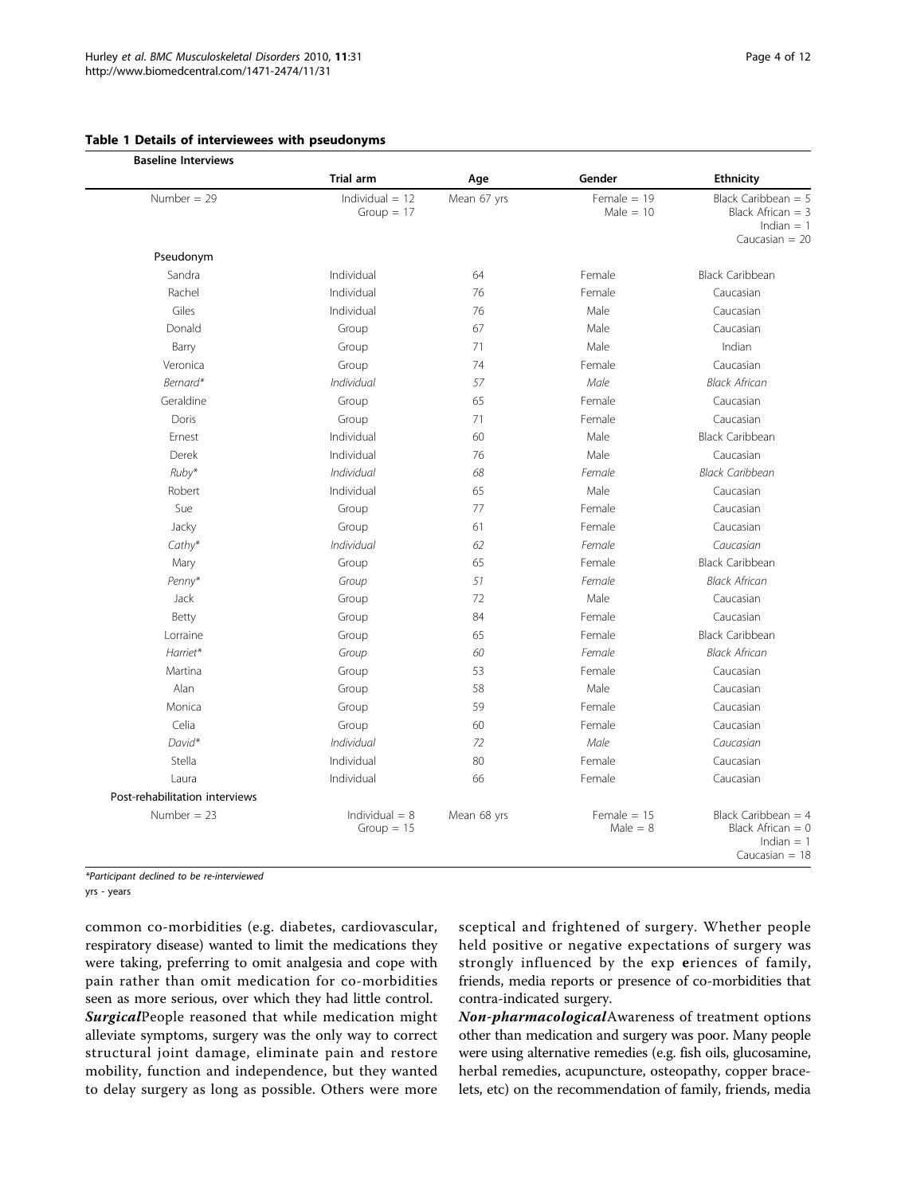**Table 1 Details of interviewees with pseudonyms**

| Baseline Interviews | Trial arm | Age | Gender | Ethnicity |
|---|---|---|---|---|
| Number = 29 | Individual = 12 Group = 17 | Mean 67 yrs | Female = 19 Male = 10 | Black Caribbean = 5 Black African = 3 Indian = 1 Caucasian = 20 |
| Pseudonym | | | | |
| Sandra | Individual | 64 | Female | Black Caribbean |
| Rachel | Individual | 76 | Female | Caucasian |
| Giles | Individual | 76 | Male | Caucasian |
| Donald | Group | 67 | Male | Caucasian |
| Barry | Group | 71 | Male | Indian |
| Veronica | Group | 74 | Female | Caucasian |
| *Bernard** | *Individual* | *57* | *Male* | *Black African* |
| Geraldine | Group | 65 | Female | Caucasian |
| Doris | Group | 71 | Female | Caucasian |
| Ernest | Individual | 60 | Male | Black Caribbean |
| Derek | Individual | 76 | Male | Caucasian |
| *Ruby** | *Individual* | *68* | *Female* | *Black Caribbean* |
| Robert | Individual | 65 | Male | Caucasian |
| Sue | Group | 77 | Female | Caucasian |
| Jacky | Group | 61 | Female | Caucasian |
| *Cathy** | *Individual* | *62* | *Female* | *Caucasian* |
| Mary | Group | 65 | Female | Black Caribbean |
| *Penny** | *Group* | *51* | *Female* | *Black African* |
| Jack | Group | 72 | Male | Caucasian |
| Betty | Group | 84 | Female | Caucasian |
| Lorraine | Group | 65 | Female | Black Caribbean |
| *Harriet** | *Group* | *60* | *Female* | *Black African* |
| Martina | Group | 53 | Female | Caucasian |
| Alan | Group | 58 | Male | Caucasian |
| Monica | Group | 59 | Female | Caucasian |
| Celia | Group | 60 | Female | Caucasian |
| *David** | *Individual* | *72* | *Male* | *Caucasian* |
| Stella | Individual | 80 | Female | Caucasian |
| Laura | Individual | 66 | Female | Caucasian |
| Post-rehabilitation interviews | | | | |
| Number = 23 | Individual = 8 Group = 15 | Mean 68 yrs | Female = 15 Male = 8 | Black Caribbean = 4 Black African = 0 Indian = 1 Caucasian = 18 |

*\*Participant declined to be re-interviewed*

yrs - years

common co-morbidities (e.g. diabetes, cardiovascular, respiratory disease) wanted to limit the medications they were taking, preferring to omit analgesia and cope with pain rather than omit medication for co-morbidities seen as more serious, over which they had little control.

***Surgical*** People reasoned that while medication might alleviate symptoms, surgery was the only way to correct structural joint damage, eliminate pain and restore mobility, function and independence, but they wanted to delay surgery as long as possible. Others were more sceptical and frightened of surgery. Whether people held positive or negative expectations of surgery was strongly influenced by the exp **e**riences of family, friends, media reports or presence of co-morbidities that contra-indicated surgery.

***Non-pharmacological*** Awareness of treatment options other than medication and surgery was poor. Many people were using alternative remedies (e.g. fish oils, glucosamine, herbal remedies, acupuncture, osteopathy, copper bracelets, etc) on the recommendation of family, friends, media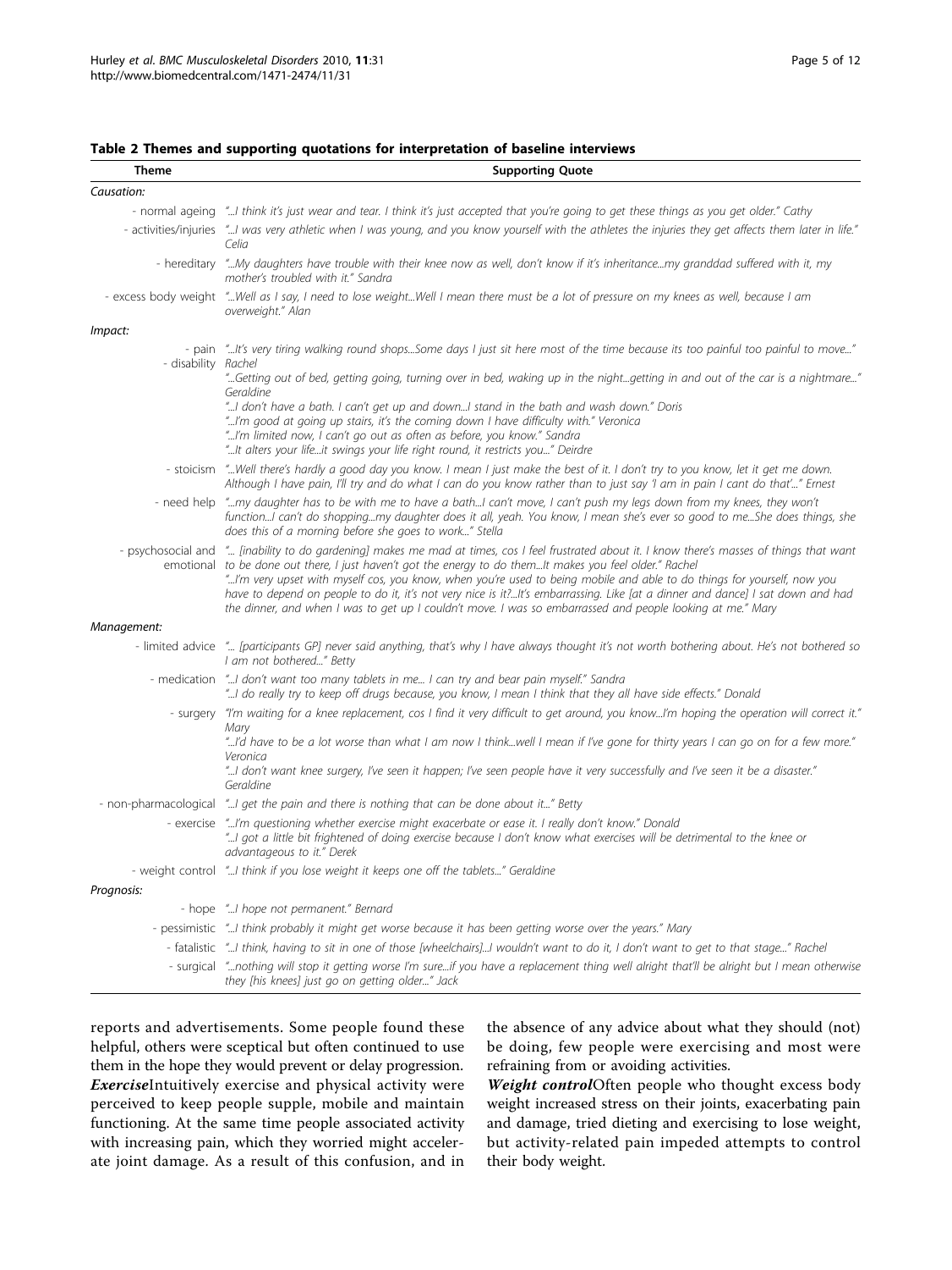**Table 2 Themes and supporting quotations for interpretation of baseline interviews**

| Theme | Supporting Quote |
|---|---|
| *Causation:* | |
| - normal ageing | "...I think it's just wear and tear. I think it's just accepted that you're going to get these things as you get older." Cathy |
| - activities/injuries | "...I was very athletic when I was young, and you know yourself with the athletes the injuries they get affects them later in life." Celia |
| - hereditary | "...My daughters have trouble with their knee now as well, don't know if it's inheritance...my granddad suffered with it, my mother's troubled with it." Sandra |
| - excess body weight | "...Well as I say, I need to lose weight...Well I mean there must be a lot of pressure on my knees as well, because I am overweight." Alan |
| *Impact:* | |
| - pain<br>- disability | "...It's very tiring walking round shops...Some days I just sit here most of the time because its too painful too painful to move..." Rachel<br>"...Getting out of bed, getting going, turning over in bed, waking up in the night...getting in and out of the car is a nightmare..." Geraldine<br>"...I don't have a bath. I can't get up and down...I stand in the bath and wash down." Doris<br>"...I'm good at going up stairs, it's the coming down I have difficulty with." Veronica<br>"...I'm limited now, I can't go out as often as before, you know." Sandra<br>"...It alters your life...it swings your life right round, it restricts you..." Deirdre |
| - stoicism | "...Well there's hardly a good day you know. I mean I just make the best of it. I don't try to you know, let it get me down. Although I have pain, I'll try and do what I can do you know rather than to just say 'I am in pain I cant do that'..." Ernest |
| - need help | "...my daughter has to be with me to have a bath...I can't move, I can't push my legs down from my knees, they won't function...I can't do shopping...my daughter does it all, yeah. You know, I mean she's ever so good to me...She does things, she does this of a morning before she goes to work..." Stella |
| - psychosocial and emotional | "... [inability to do gardening] makes me mad at times, cos I feel frustrated about it. I know there's masses of things that want to be done out there, I just haven't got the energy to do them...It makes you feel older." Rachel<br>"...I'm very upset with myself cos, you know, when you're used to being mobile and able to do things for yourself, now you have to depend on people to do it, it's not very nice is it?...It's embarrassing. Like [at a dinner and dance] I sat down and had the dinner, and when I was to get up I couldn't move. I was so embarrassed and people looking at me." Mary |
| *Management:* | |
| - limited advice | "... [participants GP] never said anything, that's why I have always thought it's not worth bothering about. He's not bothered so I am not bothered..." Betty |
| - medication | "...I don't want too many tablets in me... I can try and bear pain myself." Sandra<br>"...I do really try to keep off drugs because, you know, I mean I think that they all have side effects." Donald |
| - surgery | "I'm waiting for a knee replacement, cos I find it very difficult to get around, you know...I'm hoping the operation will correct it." Mary<br>"...I'd have to be a lot worse than what I am now I think...well I mean if I've gone for thirty years I can go on for a few more." Veronica<br>"...I don't want knee surgery, I've seen it happen; I've seen people have it very successfully and I've seen it be a disaster." Geraldine |
| - non-pharmacological | "...I get the pain and there is nothing that can be done about it..." Betty |
| - exercise | "...I'm questioning whether exercise might exacerbate or ease it. I really don't know." Donald<br>"...I got a little bit frightened of doing exercise because I don't know what exercises will be detrimental to the knee or advantageous to it." Derek |
| - weight control | "...I think if you lose weight it keeps one off the tablets..." Geraldine |
| *Prognosis:* | |
| - hope | "...I hope not permanent." Bernard |
| - pessimistic | "...I think probably it might get worse because it has been getting worse over the years." Mary |
| - fatalistic | "...I think, having to sit in one of those [wheelchairs]...I wouldn't want to do it, I don't want to get to that stage..." Rachel |
| - surgical | "...nothing will stop it getting worse I'm sure...if you have a replacement thing well alright that'll be alright but I mean otherwise they [his knees] just go on getting older..." Jack |

reports and advertisements. Some people found these helpful, others were sceptical but often continued to use them in the hope they would prevent or delay progression.

***Exercise*** Intuitively exercise and physical activity were perceived to keep people supple, mobile and maintain functioning. At the same time people associated activity with increasing pain, which they worried might accelerate joint damage. As a result of this confusion, and in the absence of any advice about what they should (not) be doing, few people were exercising and most were refraining from or avoiding activities.

***Weight control*** Often people who thought excess body weight increased stress on their joints, exacerbating pain and damage, tried dieting and exercising to lose weight, but activity-related pain impeded attempts to control their body weight.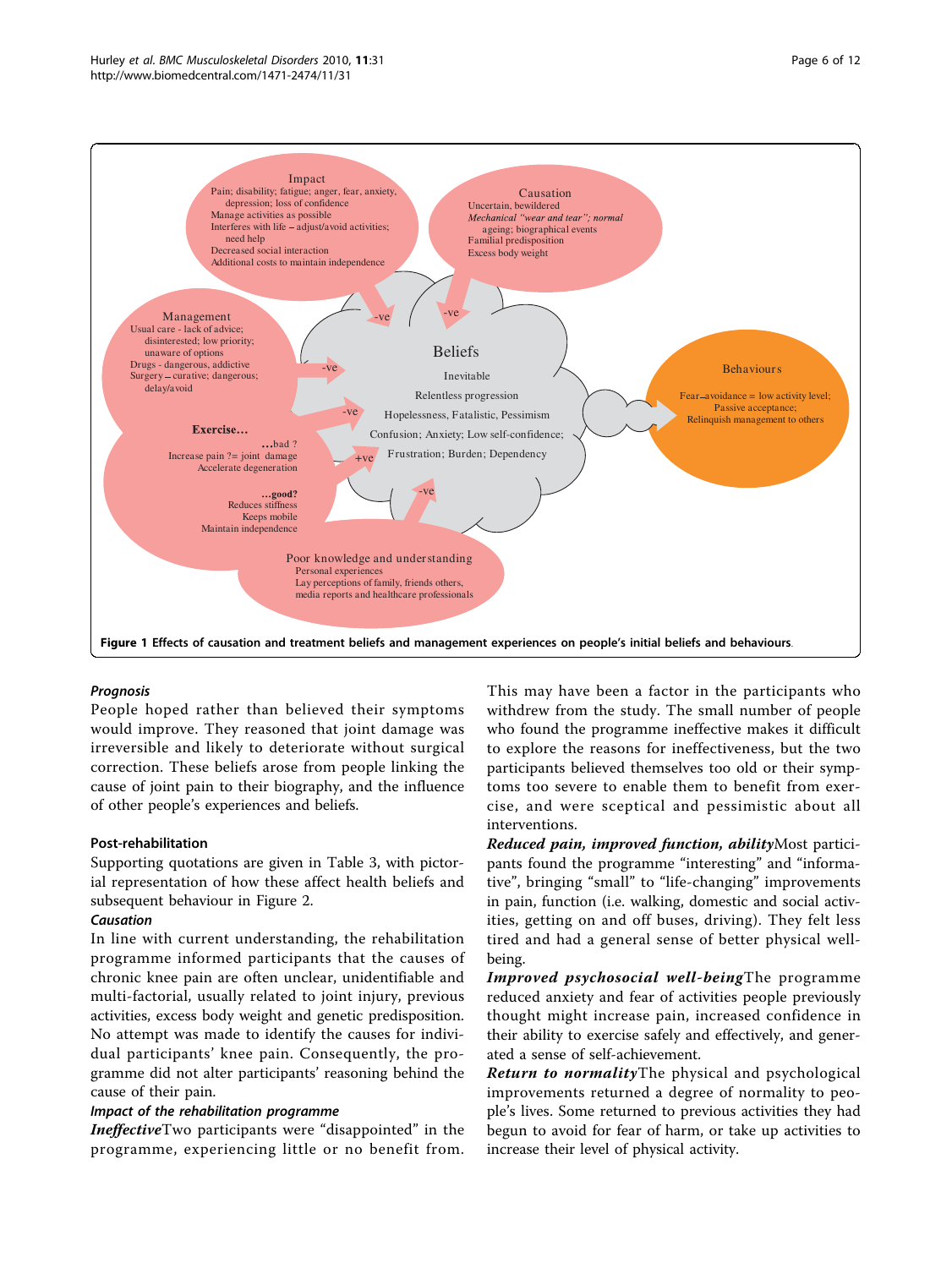Figure 1 Effects of causation and treatment beliefs and management experiences on people's initial beliefs and behaviours.

#### Prognosis

People hoped rather than believed their symptoms would improve. They reasoned that joint damage was irreversible and likely to deteriorate without surgical correction. These beliefs arose from people linking the cause of joint pain to their biography, and the influence of other people's experiences and beliefs.

### Post-rehabilitation

Supporting quotations are given in Table 3, with pictorial representation of how these affect health beliefs and subsequent behaviour in Figure 2.

#### Causation

In line with current understanding, the rehabilitation programme informed participants that the causes of chronic knee pain are often unclear, unidentifiable and multi-factorial, usually related to joint injury, previous activities, excess body weight and genetic predisposition. No attempt was made to identify the causes for individual participants' knee pain. Consequently, the programme did not alter participants' reasoning behind the cause of their pain.

#### Impact of the rehabilitation programme

***Ineffective*** Two participants were "disappointed" in the programme, experiencing little or no benefit from. This may have been a factor in the participants who withdrew from the study. The small number of people who found the programme ineffective makes it difficult to explore the reasons for ineffectiveness, but the two participants believed themselves too old or their symptoms too severe to enable them to benefit from exercise, and were sceptical and pessimistic about all interventions.

***Reduced pain, improved function, ability*** Most participants found the programme "interesting" and "informative", bringing "small" to "life-changing" improvements in pain, function (i.e. walking, domestic and social activities, getting on and off buses, driving). They felt less tired and had a general sense of better physical well-being.

***Improved psychosocial well-being*** The programme reduced anxiety and fear of activities people previously thought might increase pain, increased confidence in their ability to exercise safely and effectively, and generated a sense of self-achievement.

***Return to normality*** The physical and psychological improvements returned a degree of normality to people's lives. Some returned to previous activities they had begun to avoid for fear of harm, or take up activities to increase their level of physical activity.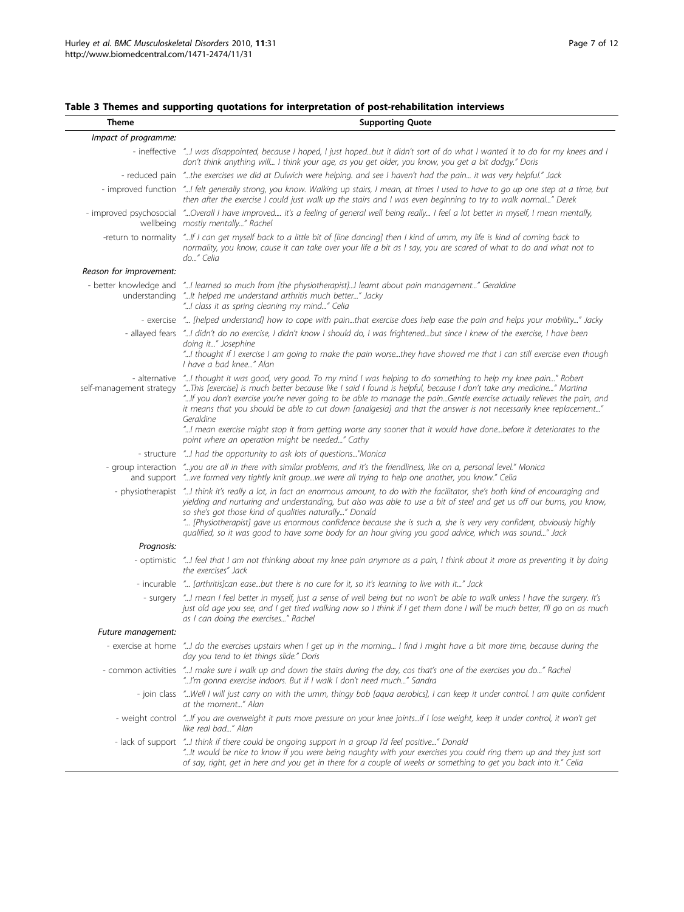## Table 3 Themes and supporting quotations for interpretation of post-rehabilitation interviews

| Theme | Supporting Quote |
|---|---|
| *Impact of programme:* | |
| - ineffective | *"...I was disappointed, because I hoped, I just hoped...but it didn't sort of do what I wanted it to do for my knees and I don't think anything will... I think your age, as you get older, you know, you get a bit dodgy." Doris* |
| - reduced pain | *"...the exercises we did at Dulwich were helping. and see I haven't had the pain... it was very helpful." Jack* |
| - improved function | *"...I felt generally strong, you know. Walking up stairs, I mean, at times I used to have to go up one step at a time, but then after the exercise I could just walk up the stairs and I was even beginning to try to walk normal..." Derek* |
| - improved psychosocial wellbeing | *"...Overall I have improved.... it's a feeling of general well being really... I feel a lot better in myself, I mean mentally, mostly mentally..." Rachel* |
| -return to normality | *"...If I can get myself back to a little bit of [line dancing] then I kind of umm, my life is kind of coming back to normality, you know, cause it can take over your life a bit as I say, you are scared of what to do and what not to do..." Celia* |
| *Reason for improvement:* | |
| - better knowledge and understanding | *"...I learned so much from [the physiotherapist]...I learnt about pain management..." Geraldine* *"...It helped me understand arthritis much better..." Jacky* *"...I class it as spring cleaning my mind..." Celia* |
| - exercise | *"... [helped understand] how to cope with pain...that exercise does help ease the pain and helps your mobility..." Jacky* |
| - allayed fears | *"...I didn't do no exercise, I didn't know I should do, I was frightened...but since I knew of the exercise, I have been doing it..." Josephine* *"...I thought if I exercise I am going to make the pain worse...they have showed me that I can still exercise even though I have a bad knee..." Alan* |
| - alternative self-management strategy | *"...I thought it was good, very good. To my mind I was helping to do something to help my knee pain..." Robert* *"...This [exercise] is much better because like I said I found is helpful, because I don't take any medicine..." Martina* *"...If you don't exercise you're never going to be able to manage the pain...Gentle exercise actually relieves the pain, and it means that you should be able to cut down [analgesia] and that the answer is not necessarily knee replacement..." Geraldine* *"...I mean exercise might stop it from getting worse any sooner that it would have done...before it deteriorates to the point where an operation might be needed..." Cathy* |
| - structure | *"...I had the opportunity to ask lots of questions..."Monica* |
| - group interaction and support | *"...you are all in there with similar problems, and it's the friendliness, like on a, personal level." Monica* *"...we formed very tightly knit group...we were all trying to help one another, you know." Celia* |
| - physiotherapist | *"...I think it's really a lot, in fact an enormous amount, to do with the facilitator, she's both kind of encouraging and yielding and nurturing and understanding, but also was able to use a bit of steel and get us off our bums, you know, so she's got those kind of qualities naturally..." Donald* *"... [Physiotherapist] gave us enormous confidence because she is such a, she is very very confident, obviously highly qualified, so it was good to have some body for an hour giving you good advice, which was sound..." Jack* |
| *Prognosis:* | |
| - optimistic | *"...I feel that I am not thinking about my knee pain anymore as a pain, I think about it more as preventing it by doing the exercises" Jack* |
| - incurable | *"... [arthritis]can ease...but there is no cure for it, so it's learning to live with it..." Jack* |
| - surgery | *"...I mean I feel better in myself, just a sense of well being but no won't be able to walk unless I have the surgery. It's just old age you see, and I get tired walking now so I think if I get them done I will be much better, I'll go on as much as I can doing the exercises..." Rachel* |
| *Future management:* | |
| - exercise at home | *"...I do the exercises upstairs when I get up in the morning... I find I might have a bit more time, because during the day you tend to let things slide." Doris* |
| - common activities | *"...I make sure I walk up and down the stairs during the day, cos that's one of the exercises you do..." Rachel* *"...I'm gonna exercise indoors. But if I walk I don't need much..." Sandra* |
| - join class | *"...Well I will just carry on with the umm, thingy bob [aqua aerobics], I can keep it under control. I am quite confident at the moment..." Alan* |
| - weight control | *"...If you are overweight it puts more pressure on your knee joints...if I lose weight, keep it under control, it won't get like real bad..." Alan* |
| - lack of support | *"...I think if there could be ongoing support in a group I'd feel positive..." Donald* *"...It would be nice to know if you were being naughty with your exercises you could ring them up and they just sort of say, right, get in here and you get in there for a couple of weeks or something to get you back into it." Celia* |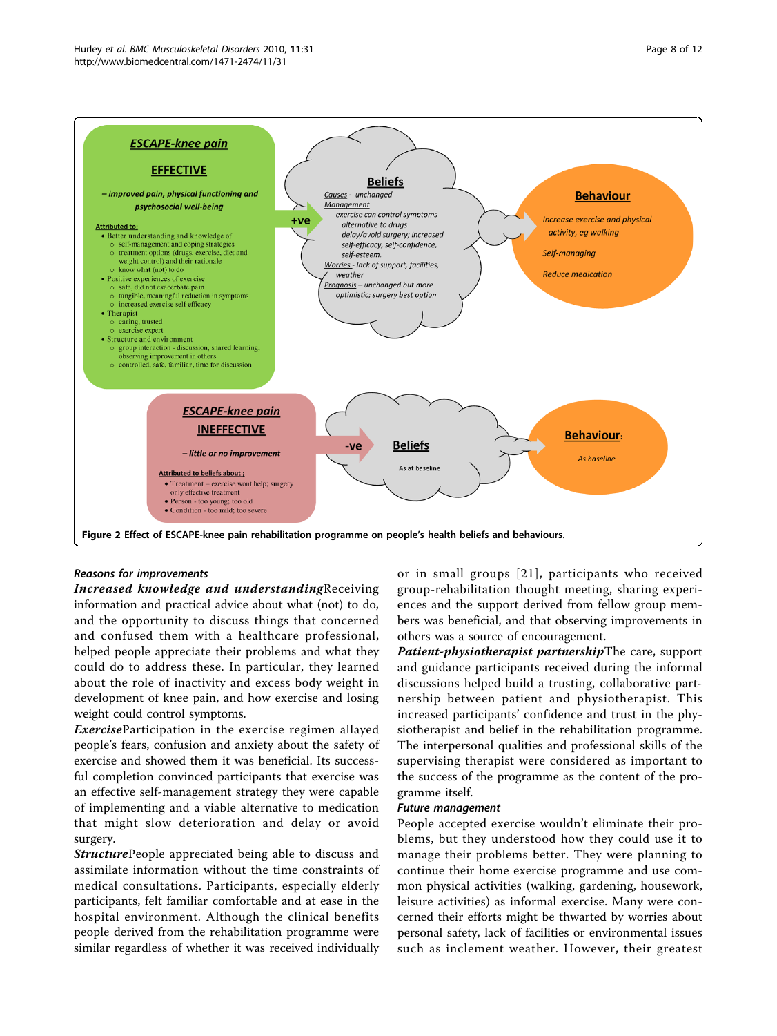ESCAPE-knee pain

EFFECTIVE

– improved pain, physical functioning and psychosocial well-being

Attributed to;

- Better understanding and knowledge of
  - self-management and coping strategies
  - treatment options (drugs, exercise, diet and weight control) and their rationale
  - know what (not) to do
- Positive experiences of exercise
  - safe, did not exacerbate pain
  - tangible, meaningful reduction in symptoms
  - increased exercise self-efficacy
- Therapist
  - caring, trusted
  - exercise expert
- Structure and environment
  - group interaction - discussion, shared learning, observing improvement in others
  - controlled, safe, familiar, time for discussion

+ve

Beliefs

Causes - unchanged

Management

exercise can control symptoms

alternative to drugs

delay/avoid surgery; increased self-efficacy, self-confidence, self-esteem.

Worries - lack of support, facilities, weather

Prognosis – unchanged but more optimistic; surgery best option

Behaviour

Increase exercise and physical activity, eg walking

Self-managing

Reduce medication

ESCAPE-knee pain

INEFFECTIVE

– little or no improvement

Attributed to beliefs about ;

- Treatment – exercise wont help; surgery only effective treatment
- Person - too young; too old
- Condition - too mild; too severe

-ve

Beliefs

As at baseline

Behaviour:

As baseline

**Figure 2** Effect of ESCAPE-knee pain rehabilitation programme on people's health beliefs and behaviours.

### Reasons for improvements

***Increased knowledge and understanding*** Receiving information and practical advice about what (not) to do, and the opportunity to discuss things that concerned and confused them with a healthcare professional, helped people appreciate their problems and what they could do to address these. In particular, they learned about the role of inactivity and excess body weight in development of knee pain, and how exercise and losing weight could control symptoms.

***Exercise*** Participation in the exercise regimen allayed people's fears, confusion and anxiety about the safety of exercise and showed them it was beneficial. Its successful completion convinced participants that exercise was an effective self-management strategy they were capable of implementing and a viable alternative to medication that might slow deterioration and delay or avoid surgery.

***Structure*** People appreciated being able to discuss and assimilate information without the time constraints of medical consultations. Participants, especially elderly participants, felt familiar comfortable and at ease in the hospital environment. Although the clinical benefits people derived from the rehabilitation programme were similar regardless of whether it was received individually or in small groups [21], participants who received group-rehabilitation thought meeting, sharing experiences and the support derived from fellow group members was beneficial, and that observing improvements in others was a source of encouragement.

***Patient-physiotherapist partnership*** The care, support and guidance participants received during the informal discussions helped build a trusting, collaborative partnership between patient and physiotherapist. This increased participants' confidence and trust in the physiotherapist and belief in the rehabilitation programme. The interpersonal qualities and professional skills of the supervising therapist were considered as important to the success of the programme as the content of the programme itself.

### Future management

People accepted exercise wouldn't eliminate their problems, but they understood how they could use it to manage their problems better. They were planning to continue their home exercise programme and use common physical activities (walking, gardening, housework, leisure activities) as informal exercise. Many were concerned their efforts might be thwarted by worries about personal safety, lack of facilities or environmental issues such as inclement weather. However, their greatest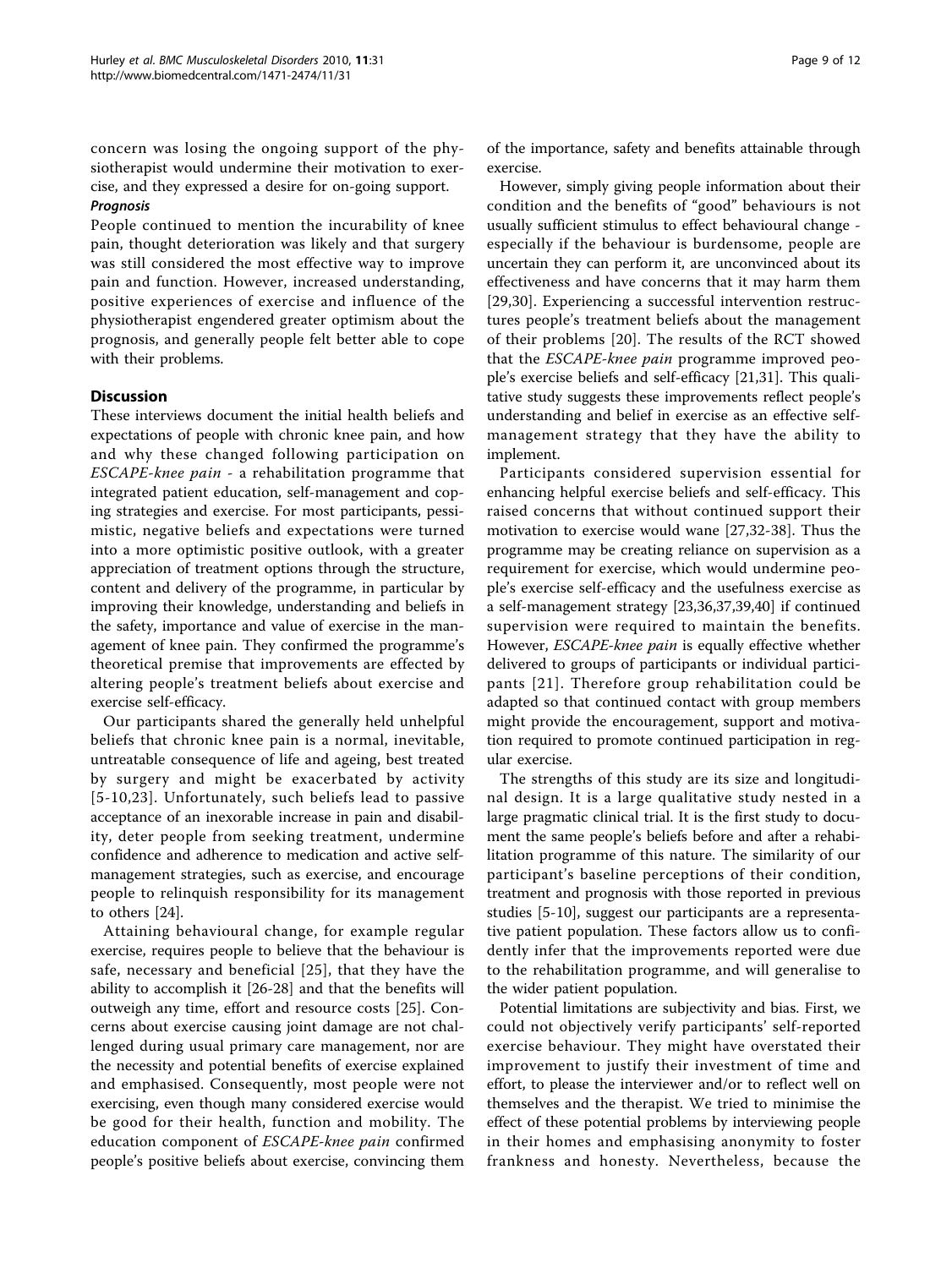concern was losing the ongoing support of the physiotherapist would undermine their motivation to exercise, and they expressed a desire for on-going support.

#### *Prognosis*

People continued to mention the incurability of knee pain, thought deterioration was likely and that surgery was still considered the most effective way to improve pain and function. However, increased understanding, positive experiences of exercise and influence of the physiotherapist engendered greater optimism about the prognosis, and generally people felt better able to cope with their problems.

## Discussion

These interviews document the initial health beliefs and expectations of people with chronic knee pain, and how and why these changed following participation on *ESCAPE-knee pain* - a rehabilitation programme that integrated patient education, self-management and coping strategies and exercise. For most participants, pessimistic, negative beliefs and expectations were turned into a more optimistic positive outlook, with a greater appreciation of treatment options through the structure, content and delivery of the programme, in particular by improving their knowledge, understanding and beliefs in the safety, importance and value of exercise in the management of knee pain. They confirmed the programme's theoretical premise that improvements are effected by altering people's treatment beliefs about exercise and exercise self-efficacy.

Our participants shared the generally held unhelpful beliefs that chronic knee pain is a normal, inevitable, untreatable consequence of life and ageing, best treated by surgery and might be exacerbated by activity [5-10,23]. Unfortunately, such beliefs lead to passive acceptance of an inexorable increase in pain and disability, deter people from seeking treatment, undermine confidence and adherence to medication and active self-management strategies, such as exercise, and encourage people to relinquish responsibility for its management to others [24].

Attaining behavioural change, for example regular exercise, requires people to believe that the behaviour is safe, necessary and beneficial [25], that they have the ability to accomplish it [26-28] and that the benefits will outweigh any time, effort and resource costs [25]. Concerns about exercise causing joint damage are not challenged during usual primary care management, nor are the necessity and potential benefits of exercise explained and emphasised. Consequently, most people were not exercising, even though many considered exercise would be good for their health, function and mobility. The education component of *ESCAPE-knee pain* confirmed people's positive beliefs about exercise, convincing them of the importance, safety and benefits attainable through exercise.

However, simply giving people information about their condition and the benefits of "good" behaviours is not usually sufficient stimulus to effect behavioural change - especially if the behaviour is burdensome, people are uncertain they can perform it, are unconvinced about its effectiveness and have concerns that it may harm them [29,30]. Experiencing a successful intervention restructures people's treatment beliefs about the management of their problems [20]. The results of the RCT showed that the *ESCAPE-knee pain* programme improved people's exercise beliefs and self-efficacy [21,31]. This qualitative study suggests these improvements reflect people's understanding and belief in exercise as an effective self-management strategy that they have the ability to implement.

Participants considered supervision essential for enhancing helpful exercise beliefs and self-efficacy. This raised concerns that without continued support their motivation to exercise would wane [27,32-38]. Thus the programme may be creating reliance on supervision as a requirement for exercise, which would undermine people's exercise self-efficacy and the usefulness exercise as a self-management strategy [23,36,37,39,40] if continued supervision were required to maintain the benefits. However, *ESCAPE-knee pain* is equally effective whether delivered to groups of participants or individual participants [21]. Therefore group rehabilitation could be adapted so that continued contact with group members might provide the encouragement, support and motivation required to promote continued participation in regular exercise.

The strengths of this study are its size and longitudinal design. It is a large qualitative study nested in a large pragmatic clinical trial. It is the first study to document the same people's beliefs before and after a rehabilitation programme of this nature. The similarity of our participant's baseline perceptions of their condition, treatment and prognosis with those reported in previous studies [5-10], suggest our participants are a representative patient population. These factors allow us to confidently infer that the improvements reported were due to the rehabilitation programme, and will generalise to the wider patient population.

Potential limitations are subjectivity and bias. First, we could not objectively verify participants' self-reported exercise behaviour. They might have overstated their improvement to justify their investment of time and effort, to please the interviewer and/or to reflect well on themselves and the therapist. We tried to minimise the effect of these potential problems by interviewing people in their homes and emphasising anonymity to foster frankness and honesty. Nevertheless, because the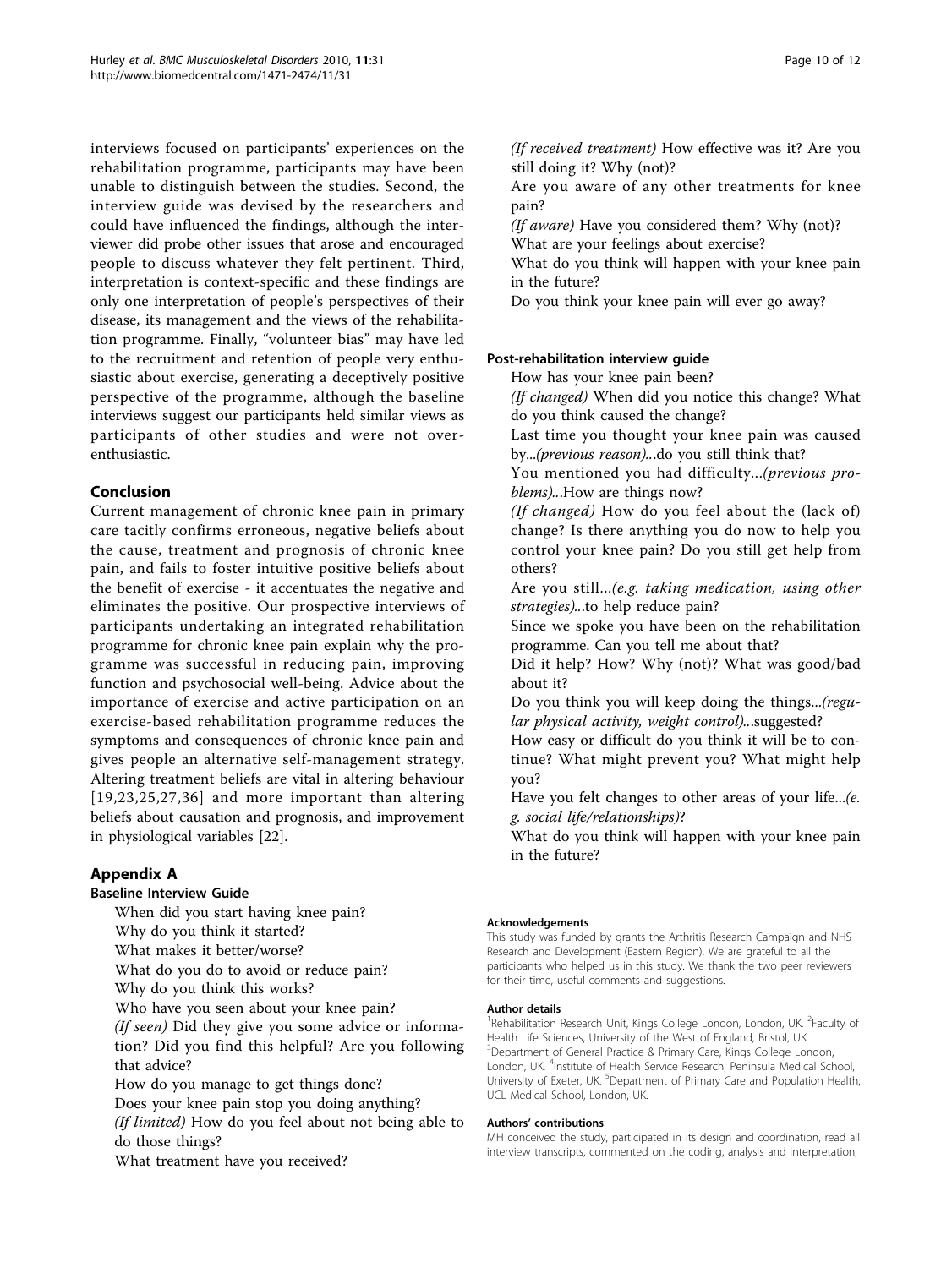interviews focused on participants' experiences on the rehabilitation programme, participants may have been unable to distinguish between the studies. Second, the interview guide was devised by the researchers and could have influenced the findings, although the interviewer did probe other issues that arose and encouraged people to discuss whatever they felt pertinent. Third, interpretation is context-specific and these findings are only one interpretation of people's perspectives of their disease, its management and the views of the rehabilitation programme. Finally, "volunteer bias" may have led to the recruitment and retention of people very enthusiastic about exercise, generating a deceptively positive perspective of the programme, although the baseline interviews suggest our participants held similar views as participants of other studies and were not over-enthusiastic.

## Conclusion

Current management of chronic knee pain in primary care tacitly confirms erroneous, negative beliefs about the cause, treatment and prognosis of chronic knee pain, and fails to foster intuitive positive beliefs about the benefit of exercise - it accentuates the negative and eliminates the positive. Our prospective interviews of participants undertaking an integrated rehabilitation programme for chronic knee pain explain why the programme was successful in reducing pain, improving function and psychosocial well-being. Advice about the importance of exercise and active participation on an exercise-based rehabilitation programme reduces the symptoms and consequences of chronic knee pain and gives people an alternative self-management strategy. Altering treatment beliefs are vital in altering behaviour [19,23,25,27,36] and more important than altering beliefs about causation and prognosis, and improvement in physiological variables [22].

## Appendix A

### Baseline Interview Guide

When did you start having knee pain?
Why do you think it started?
What makes it better/worse?
What do you do to avoid or reduce pain?
Why do you think this works?
Who have you seen about your knee pain?
*(If seen)* Did they give you some advice or information? Did you find this helpful? Are you following that advice?
How do you manage to get things done?
Does your knee pain stop you doing anything?
*(If limited)* How do you feel about not being able to do those things?
What treatment have you received?
*(If received treatment)* How effective was it? Are you still doing it? Why (not)?
Are you aware of any other treatments for knee pain?
*(If aware)* Have you considered them? Why (not)?
What are your feelings about exercise?
What do you think will happen with your knee pain in the future?
Do you think your knee pain will ever go away?

### Post-rehabilitation interview guide

How has your knee pain been?
*(If changed)* When did you notice this change? What do you think caused the change?
Last time you thought your knee pain was caused by...*(previous reason)*...do you still think that?
You mentioned you had difficulty...*(previous problems)*...How are things now?
*(If changed)* How do you feel about the (lack of) change? Is there anything you do now to help you control your knee pain? Do you still get help from others?
Are you still...*(e.g. taking medication, using other strategies)*...to help reduce pain?
Since we spoke you have been on the rehabilitation programme. Can you tell me about that?
Did it help? How? Why (not)? What was good/bad about it?
Do you think you will keep doing the things...*(regular physical activity, weight control)*...suggested?
How easy or difficult do you think it will be to continue? What might prevent you? What might help you?
Have you felt changes to other areas of your life...*(e.g. social life/relationships)*?
What do you think will happen with your knee pain in the future?

#### Acknowledgements

This study was funded by grants the Arthritis Research Campaign and NHS Research and Development (Eastern Region). We are grateful to all the participants who helped us in this study. We thank the two peer reviewers for their time, useful comments and suggestions.

#### Author details

[1]Rehabilitation Research Unit, Kings College London, London, UK. [2]Faculty of Health Life Sciences, University of the West of England, Bristol, UK. [3]Department of General Practice & Primary Care, Kings College London, London, UK. [4]Institute of Health Service Research, Peninsula Medical School, University of Exeter, UK. [5]Department of Primary Care and Population Health, UCL Medical School, London, UK.

#### Authors' contributions

MH conceived the study, participated in its design and coordination, read all interview transcripts, commented on the coding, analysis and interpretation,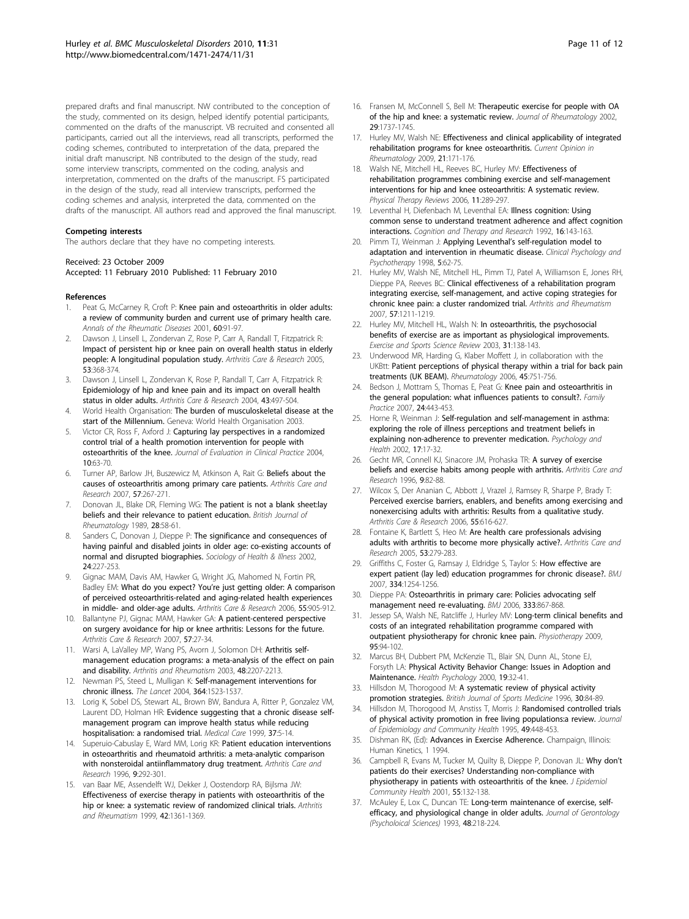prepared drafts and final manuscript. NW contributed to the conception of the study, commented on its design, helped identify potential participants, commented on the drafts of the manuscript. VB recruited and consented all participants, carried out all the interviews, read all transcripts, performed the coding schemes, contributed to interpretation of the data, prepared the initial draft manuscript. NB contributed to the design of the study, read some interview transcripts, commented on the coding, analysis and interpretation, commented on the drafts of the manuscript. FS participated in the design of the study, read all interview transcripts, performed the coding schemes and analysis, interpreted the data, commented on the drafts of the manuscript. All authors read and approved the final manuscript.

### Competing interests

The authors declare that they have no competing interests.

Received: 23 October 2009
Accepted: 11 February 2010 Published: 11 February 2010

### References

1. Peat G, McCarney R, Croft P: **Knee pain and osteoarthritis in older adults: a review of community burden and current use of primary health care.** *Annals of the Rheumatic Diseases* 2001, **60**:91-97.
2. Dawson J, Linsell L, Zondervan Z, Rose P, Carr A, Randall T, Fitzpatrick R: **Impact of persistent hip or knee pain on overall health status in elderly people: A longitudinal population study.** *Arthritis Care & Research* 2005, **53**:368-374.
3. Dawson J, Linsell L, Zondervan K, Rose P, Randall T, Carr A, Fitzpatrick R: **Epidemiology of hip and knee pain and its impact on overall health status in older adults.** *Arthritis Care & Research* 2004, **43**:497-504.
4. World Health Organisation: **The burden of musculoskeletal disease at the start of the Millennium.** Geneva: World Health Organisation 2003.
5. Victor CR, Ross F, Axford J: **Capturing lay perspectives in a randomized control trial of a health promotion intervention for people with osteoarthritis of the knee.** *Journal of Evaluation in Clinical Practice* 2004, **10**:63-70.
6. Turner AP, Barlow JH, Buszewicz M, Atkinson A, Rait G: **Beliefs about the causes of osteoarthritis among primary care patients.** *Arthritis Care and Research* 2007, **57**:267-271.
7. Donovan JL, Blake DR, Fleming WG: **The patient is not a blank sheet:lay beliefs and their relevance to patient education.** *British Journal of Rheumatology* 1989, **28**:58-61.
8. Sanders C, Donovan J, Dieppe P: **The significance and consequences of having painful and disabled joints in older age: co-existing accounts of normal and disrupted biographies.** *Sociology of Health & Illness* 2002, **24**:227-253.
9. Gignac MAM, Davis AM, Hawker G, Wright JG, Mahomed N, Fortin PR, Badley EM: **What do you expect? You're just getting older: A comparison of perceived osteoarthritis-related and aging-related health experiences in middle- and older-age adults.** *Arthritis Care & Research* 2006, **55**:905-912.
10. Ballantyne PJ, Gignac MAM, Hawker GA: **A patient-centered perspective on surgery avoidance for hip or knee arthritis: Lessons for the future.** *Arthritis Care & Research* 2007, **57**:27-34.
11. Warsi A, LaValley MP, Wang PS, Avorn J, Solomon DH: **Arthritis self-management education programs: a meta-analysis of the effect on pain and disability.** *Arthritis and Rheumatism* 2003, **48**:2207-2213.
12. Newman PS, Steed L, Mulligan K: **Self-management interventions for chronic illness.** *The Lancet* 2004, **364**:1523-1537.
13. Lorig K, Sobel DS, Stewart AL, Brown BW, Bandura A, Ritter P, Gonzalez VM, Laurent DD, Holman HR: **Evidence suggesting that a chronic disease self-management program can improve health status while reducing hospitalisation: a randomised trial.** *Medical Care* 1999, **37**:5-14.
14. Superuio-Cabuslay E, Ward MM, Lorig KR: **Patient education interventions in osteoarthritis and rheumatoid arthritis: a meta-analytic comparison with nonsteroidal antiinflammatory drug treatment.** *Arthritis Care and Research* 1996, **9**:292-301.
15. van Baar ME, Assendelft WJ, Dekker J, Oostendorp RA, Bijlsma JW: **Effectiveness of exercise therapy in patients with osteoarthritis of the hip or knee: a systematic review of randomized clinical trials.** *Arthritis and Rheumatism* 1999, **42**:1361-1369.
16. Fransen M, McConnell S, Bell M: **Therapeutic exercise for people with OA of the hip and knee: a systematic review.** *Journal of Rheumatology* 2002, **29**:1737-1745.
17. Hurley MV, Walsh NE: **Effectiveness and clinical applicability of integrated rehabilitation programs for knee osteoarthritis.** *Current Opinion in Rheumatology* 2009, **21**:171-176.
18. Walsh NE, Mitchell HL, Reeves BC, Hurley MV: **Effectiveness of rehabilitation programmes combining exercise and self-management interventions for hip and knee osteoarthritis: A systematic review.** *Physical Therapy Reviews* 2006, **11**:289-297.
19. Leventhal H, Diefenbach M, Leventhal EA: **Illness cognition: Using common sense to understand treatment adherence and affect cognition interactions.** *Cognition and Therapy and Research* 1992, **16**:143-163.
20. Pimm TJ, Weinman J: **Applying Leventhal's self-regulation model to adaptation and intervention in rheumatic disease.** *Clinical Psychology and Psychotherapy* 1998, **5**:62-75.
21. Hurley MV, Walsh NE, Mitchell HL, Pimm TJ, Patel A, Williamson E, Jones RH, Dieppe PA, Reeves BC: **Clinical effectiveness of a rehabilitation program integrating exercise, self-management, and active coping strategies for chronic knee pain: a cluster randomized trial.** *Arthritis and Rheumatism* 2007, **57**:1211-1219.
22. Hurley MV, Mitchell HL, Walsh N: **In osteoarthritis, the psychosocial benefits of exercise are as important as physiological improvements.** *Exercise and Sports Science Review* 2003, **31**:138-143.
23. Underwood MR, Harding G, Klaber Moffett J, in collaboration with the UKBtt: **Patient perceptions of physical therapy within a trial for back pain treatments (UK BEAM).** *Rheumatology* 2006, **45**:751-756.
24. Bedson J, Mottram S, Thomas E, Peat G: **Knee pain and osteoarthritis in the general population: what influences patients to consult?.** *Family Practice* 2007, **24**:443-453.
25. Horne R, Weinman J: **Self-regulation and self-management in asthma: exploring the role of illness perceptions and treatment beliefs in explaining non-adherence to preventer medication.** *Psychology and Health* 2002, **17**:17-32.
26. Gecht MR, Connell KJ, Sinacore JM, Prohaska TR: **A survey of exercise beliefs and exercise habits among people with arthritis.** *Arthritis Care and Research* 1996, **9**:82-88.
27. Wilcox S, Der Ananian C, Abbott J, Vrazel J, Ramsey R, Sharpe P, Brady T: **Perceived exercise barriers, enablers, and benefits among exercising and nonexercising adults with arthritis: Results from a qualitative study.** *Arthritis Care & Research* 2006, **55**:616-627.
28. Fontaine K, Bartlett S, Heo M: **Are health care professionals advising adults with arthritis to become more physically active?.** *Arthritis Care and Research* 2005, **53**:279-283.
29. Griffiths C, Foster G, Ramsay J, Eldridge S, Taylor S: **How effective are expert patient (lay led) education programmes for chronic disease?.** *BMJ* 2007, **334**:1254-1256.
30. Dieppe PA: **Osteoarthritis in primary care: Policies advocating self management need re-evaluating.** *BMJ* 2006, **333**:867-868.
31. Jessep SA, Walsh NE, Ratcliffe J, Hurley MV: **Long-term clinical benefits and costs of an integrated rehabilitation programme compared with outpatient physiotherapy for chronic knee pain.** *Physiotherapy* 2009, **95**:94-102.
32. Marcus BH, Dubbert PM, McKenzie TL, Blair SN, Dunn AL, Stone EJ, Forsyth LA: **Physical Activity Behavior Change: Issues in Adoption and Maintenance.** *Health Psychology* 2000, **19**:32-41.
33. Hillsdon M, Thorogood M: **A systematic review of physical activity promotion strategies.** *British Journal of Sports Medicine* 1996, **30**:84-89.
34. Hillsdon M, Thorogood M, Anstiss T, Morris J: **Randomised controlled trials of physical activity promotion in free living populations:a review.** *Journal of Epidemiology and Community Health* 1995, **49**:448-453.
35. Dishman RK, (Ed): **Advances in Exercise Adherence.** Champaign, Illinois: Human Kinetics, 1 1994.
36. Campbell R, Evans M, Tucker M, Quilty B, Dieppe P, Donovan JL: **Why don't patients do their exercises? Understanding non-compliance with physiotherapy in patients with osteoarthritis of the knee.** *J Epidemiol Community Health* 2001, **55**:132-138.
37. McAuley E, Lox C, Duncan TE: **Long-term maintenance of exercise, self-efficacy, and physiological change in older adults.** *Journal of Gerontology (Psycholoical Sciences)* 1993, **48**:218-224.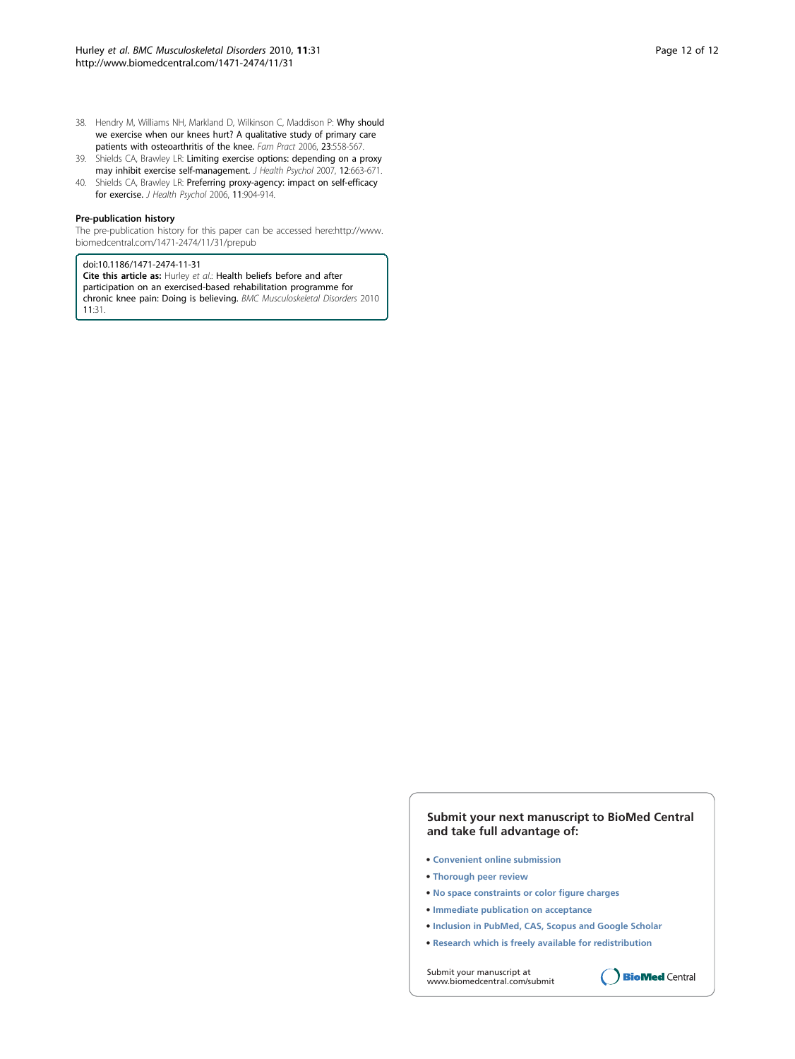38. Hendry M, Williams NH, Markland D, Wilkinson C, Maddison P: **Why should we exercise when our knees hurt? A qualitative study of primary care patients with osteoarthritis of the knee.** *Fam Pract* 2006, **23**:558-567.
39. Shields CA, Brawley LR: **Limiting exercise options: depending on a proxy may inhibit exercise self-management.** *J Health Psychol* 2007, **12**:663-671.
40. Shields CA, Brawley LR: **Preferring proxy-agency: impact on self-efficacy for exercise.** *J Health Psychol* 2006, **11**:904-914.

### Pre-publication history

The pre-publication history for this paper can be accessed here:http://www.biomedcentral.com/1471-2474/11/31/prepub

doi:10.1186/1471-2474-11-31

**Cite this article as:** Hurley *et al.*: Health beliefs before and after participation on an exercised-based rehabilitation programme for chronic knee pain: Doing is believing. *BMC Musculoskeletal Disorders* 2010 11:31.

**Submit your next manuscript to BioMed Central and take full advantage of:**

- **Convenient online submission**
- **Thorough peer review**
- **No space constraints or color figure charges**
- **Immediate publication on acceptance**
- **Inclusion in PubMed, CAS, Scopus and Google Scholar**
- **Research which is freely available for redistribution**

Submit your manuscript at
www.biomedcentral.com/submit

BioMed Central